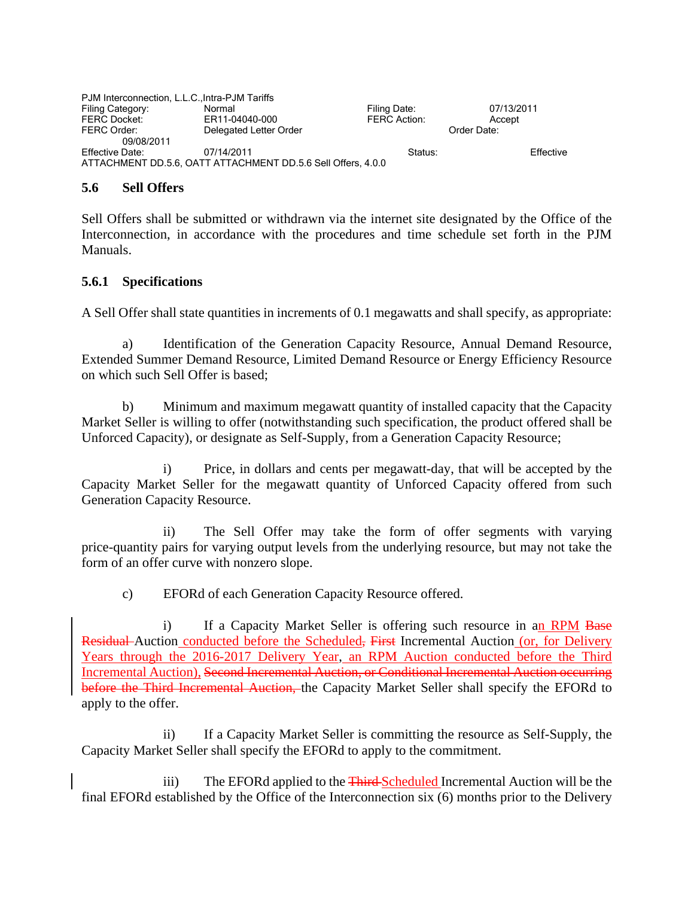PJM Interconnection, L.L.C.,Intra-PJM Tariffs
Filing Category: Normal Filing Date: 07/13/2011
FERC Docket: ER11-04040-000 FERC Action: Accept
FERC Order: Delegated Letter Order Order Date: 09/08/2011
Effective Date: 07/14/2011 Status: Effective
ATTACHMENT DD.5.6, OATT ATTACHMENT DD.5.6 Sell Offers, 4.0.0

## 5.6 Sell Offers

Sell Offers shall be submitted or withdrawn via the internet site designated by the Office of the Interconnection, in accordance with the procedures and time schedule set forth in the PJM Manuals.

### 5.6.1 Specifications

A Sell Offer shall state quantities in increments of 0.1 megawatts and shall specify, as appropriate:

a) Identification of the Generation Capacity Resource, Annual Demand Resource, Extended Summer Demand Resource, Limited Demand Resource or Energy Efficiency Resource on which such Sell Offer is based;

b) Minimum and maximum megawatt quantity of installed capacity that the Capacity Market Seller is willing to offer (notwithstanding such specification, the product offered shall be Unforced Capacity), or designate as Self-Supply, from a Generation Capacity Resource;

i) Price, in dollars and cents per megawatt-day, that will be accepted by the Capacity Market Seller for the megawatt quantity of Unforced Capacity offered from such Generation Capacity Resource.

ii) The Sell Offer may take the form of offer segments with varying price-quantity pairs for varying output levels from the underlying resource, but may not take the form of an offer curve with nonzero slope.

c) EFORd of each Generation Capacity Resource offered.

i) If a Capacity Market Seller is offering such resource in an RPM ~~Base Residual~~ Auction conducted before the Scheduled~~,~~ ~~First~~ Incremental Auction (or, for Delivery Years through the 2016-2017 Delivery Year, an RPM Auction conducted before the Third Incremental Auction), ~~Second Incremental Auction, or Conditional Incremental Auction occurring before the Third Incremental Auction,~~ the Capacity Market Seller shall specify the EFORd to apply to the offer.

ii) If a Capacity Market Seller is committing the resource as Self-Supply, the Capacity Market Seller shall specify the EFORd to apply to the commitment.

iii) The EFORd applied to the ~~Third~~ Scheduled Incremental Auction will be the final EFORd established by the Office of the Interconnection six (6) months prior to the Delivery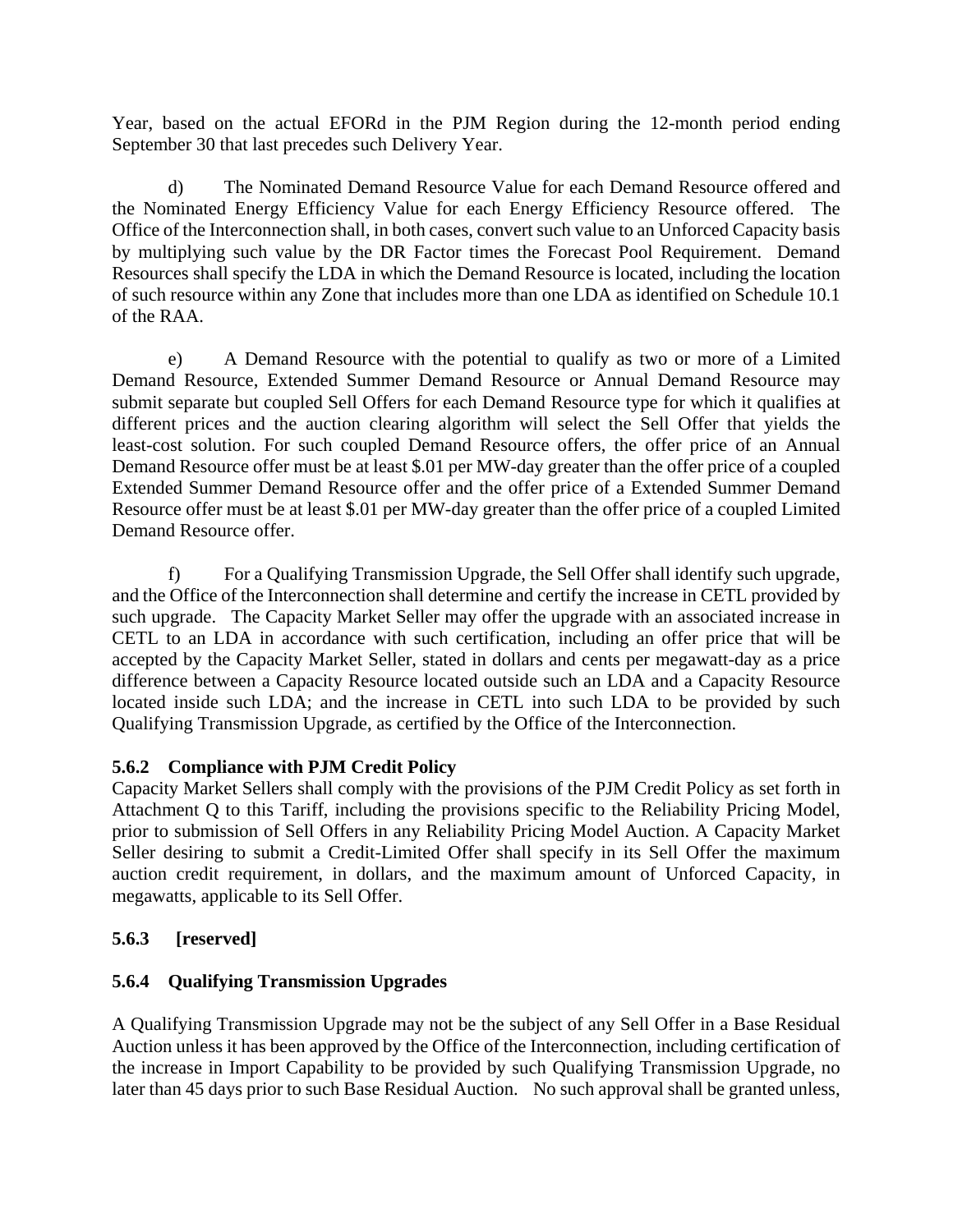Year, based on the actual EFORd in the PJM Region during the 12-month period ending September 30 that last precedes such Delivery Year.

d) The Nominated Demand Resource Value for each Demand Resource offered and the Nominated Energy Efficiency Value for each Energy Efficiency Resource offered. The Office of the Interconnection shall, in both cases, convert such value to an Unforced Capacity basis by multiplying such value by the DR Factor times the Forecast Pool Requirement. Demand Resources shall specify the LDA in which the Demand Resource is located, including the location of such resource within any Zone that includes more than one LDA as identified on Schedule 10.1 of the RAA.

e) A Demand Resource with the potential to qualify as two or more of a Limited Demand Resource, Extended Summer Demand Resource or Annual Demand Resource may submit separate but coupled Sell Offers for each Demand Resource type for which it qualifies at different prices and the auction clearing algorithm will select the Sell Offer that yields the least-cost solution. For such coupled Demand Resource offers, the offer price of an Annual Demand Resource offer must be at least $.01 per MW-day greater than the offer price of a coupled Extended Summer Demand Resource offer and the offer price of a Extended Summer Demand Resource offer must be at least $.01 per MW-day greater than the offer price of a coupled Limited Demand Resource offer.

f) For a Qualifying Transmission Upgrade, the Sell Offer shall identify such upgrade, and the Office of the Interconnection shall determine and certify the increase in CETL provided by such upgrade. The Capacity Market Seller may offer the upgrade with an associated increase in CETL to an LDA in accordance with such certification, including an offer price that will be accepted by the Capacity Market Seller, stated in dollars and cents per megawatt-day as a price difference between a Capacity Resource located outside such an LDA and a Capacity Resource located inside such LDA; and the increase in CETL into such LDA to be provided by such Qualifying Transmission Upgrade, as certified by the Office of the Interconnection.

### 5.6.2 Compliance with PJM Credit Policy

Capacity Market Sellers shall comply with the provisions of the PJM Credit Policy as set forth in Attachment Q to this Tariff, including the provisions specific to the Reliability Pricing Model, prior to submission of Sell Offers in any Reliability Pricing Model Auction. A Capacity Market Seller desiring to submit a Credit-Limited Offer shall specify in its Sell Offer the maximum auction credit requirement, in dollars, and the maximum amount of Unforced Capacity, in megawatts, applicable to its Sell Offer.

### 5.6.3 [reserved]

### 5.6.4 Qualifying Transmission Upgrades

A Qualifying Transmission Upgrade may not be the subject of any Sell Offer in a Base Residual Auction unless it has been approved by the Office of the Interconnection, including certification of the increase in Import Capability to be provided by such Qualifying Transmission Upgrade, no later than 45 days prior to such Base Residual Auction. No such approval shall be granted unless,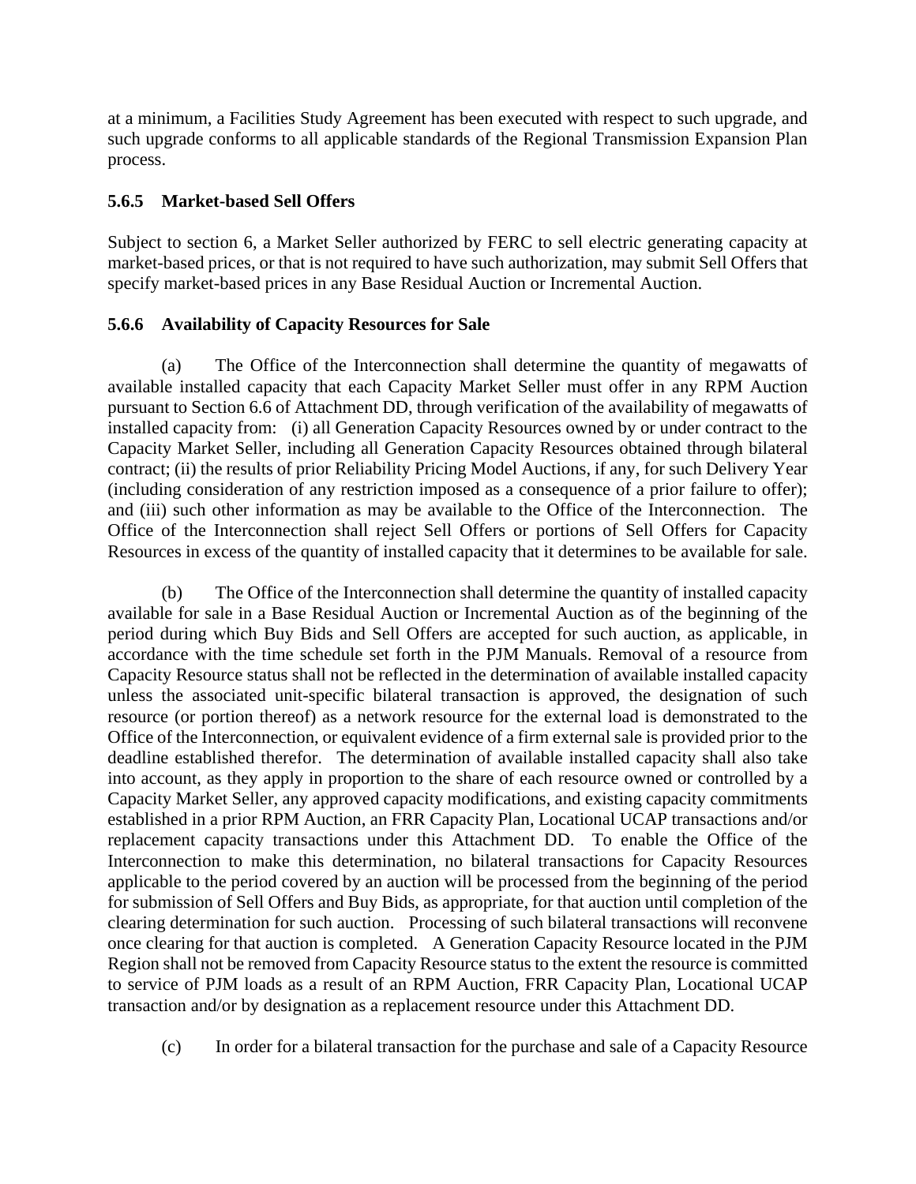at a minimum, a Facilities Study Agreement has been executed with respect to such upgrade, and such upgrade conforms to all applicable standards of the Regional Transmission Expansion Plan process.

### 5.6.5 Market-based Sell Offers

Subject to section 6, a Market Seller authorized by FERC to sell electric generating capacity at market-based prices, or that is not required to have such authorization, may submit Sell Offers that specify market-based prices in any Base Residual Auction or Incremental Auction.

### 5.6.6 Availability of Capacity Resources for Sale

(a) The Office of the Interconnection shall determine the quantity of megawatts of available installed capacity that each Capacity Market Seller must offer in any RPM Auction pursuant to Section 6.6 of Attachment DD, through verification of the availability of megawatts of installed capacity from: (i) all Generation Capacity Resources owned by or under contract to the Capacity Market Seller, including all Generation Capacity Resources obtained through bilateral contract; (ii) the results of prior Reliability Pricing Model Auctions, if any, for such Delivery Year (including consideration of any restriction imposed as a consequence of a prior failure to offer); and (iii) such other information as may be available to the Office of the Interconnection. The Office of the Interconnection shall reject Sell Offers or portions of Sell Offers for Capacity Resources in excess of the quantity of installed capacity that it determines to be available for sale.

(b) The Office of the Interconnection shall determine the quantity of installed capacity available for sale in a Base Residual Auction or Incremental Auction as of the beginning of the period during which Buy Bids and Sell Offers are accepted for such auction, as applicable, in accordance with the time schedule set forth in the PJM Manuals. Removal of a resource from Capacity Resource status shall not be reflected in the determination of available installed capacity unless the associated unit-specific bilateral transaction is approved, the designation of such resource (or portion thereof) as a network resource for the external load is demonstrated to the Office of the Interconnection, or equivalent evidence of a firm external sale is provided prior to the deadline established therefor. The determination of available installed capacity shall also take into account, as they apply in proportion to the share of each resource owned or controlled by a Capacity Market Seller, any approved capacity modifications, and existing capacity commitments established in a prior RPM Auction, an FRR Capacity Plan, Locational UCAP transactions and/or replacement capacity transactions under this Attachment DD. To enable the Office of the Interconnection to make this determination, no bilateral transactions for Capacity Resources applicable to the period covered by an auction will be processed from the beginning of the period for submission of Sell Offers and Buy Bids, as appropriate, for that auction until completion of the clearing determination for such auction. Processing of such bilateral transactions will reconvene once clearing for that auction is completed. A Generation Capacity Resource located in the PJM Region shall not be removed from Capacity Resource status to the extent the resource is committed to service of PJM loads as a result of an RPM Auction, FRR Capacity Plan, Locational UCAP transaction and/or by designation as a replacement resource under this Attachment DD.

(c) In order for a bilateral transaction for the purchase and sale of a Capacity Resource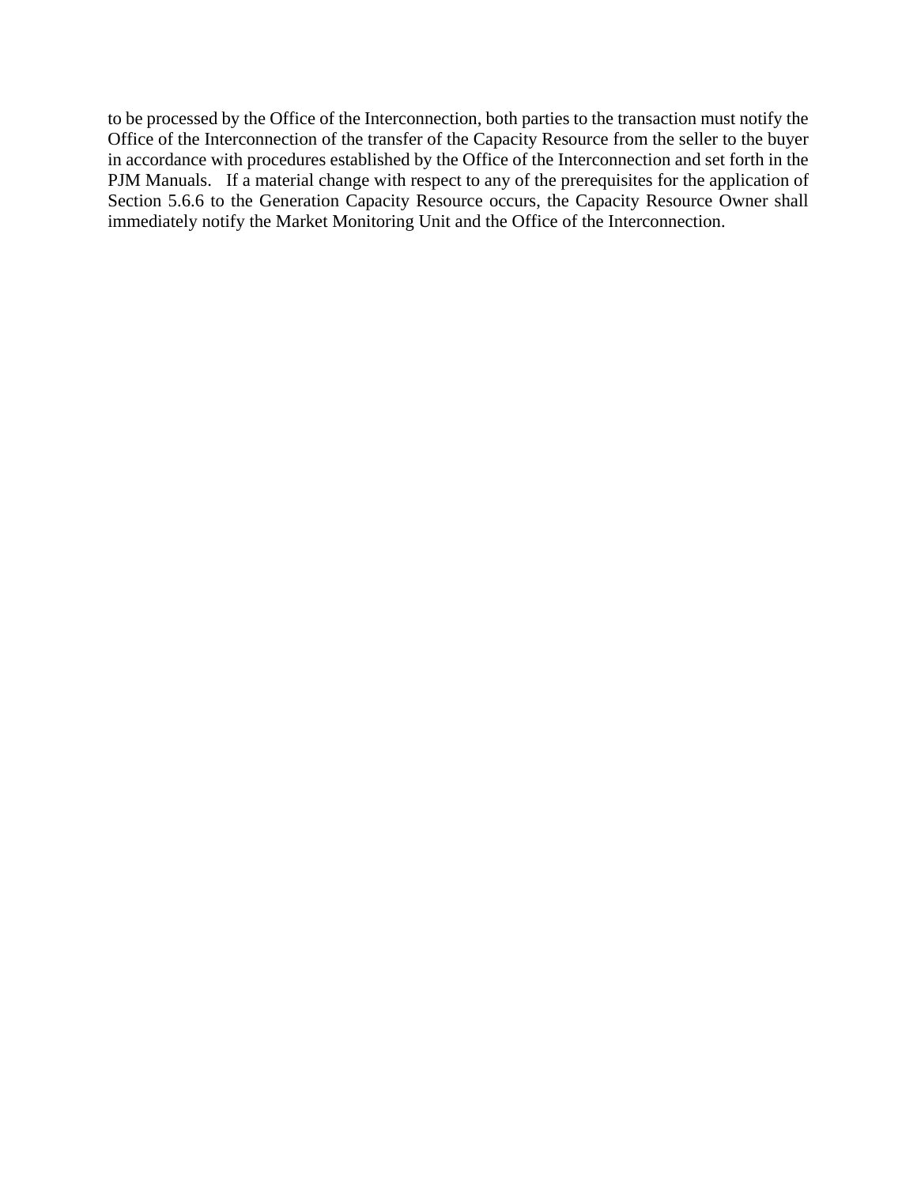to be processed by the Office of the Interconnection, both parties to the transaction must notify the Office of the Interconnection of the transfer of the Capacity Resource from the seller to the buyer in accordance with procedures established by the Office of the Interconnection and set forth in the PJM Manuals. If a material change with respect to any of the prerequisites for the application of Section 5.6.6 to the Generation Capacity Resource occurs, the Capacity Resource Owner shall immediately notify the Market Monitoring Unit and the Office of the Interconnection.